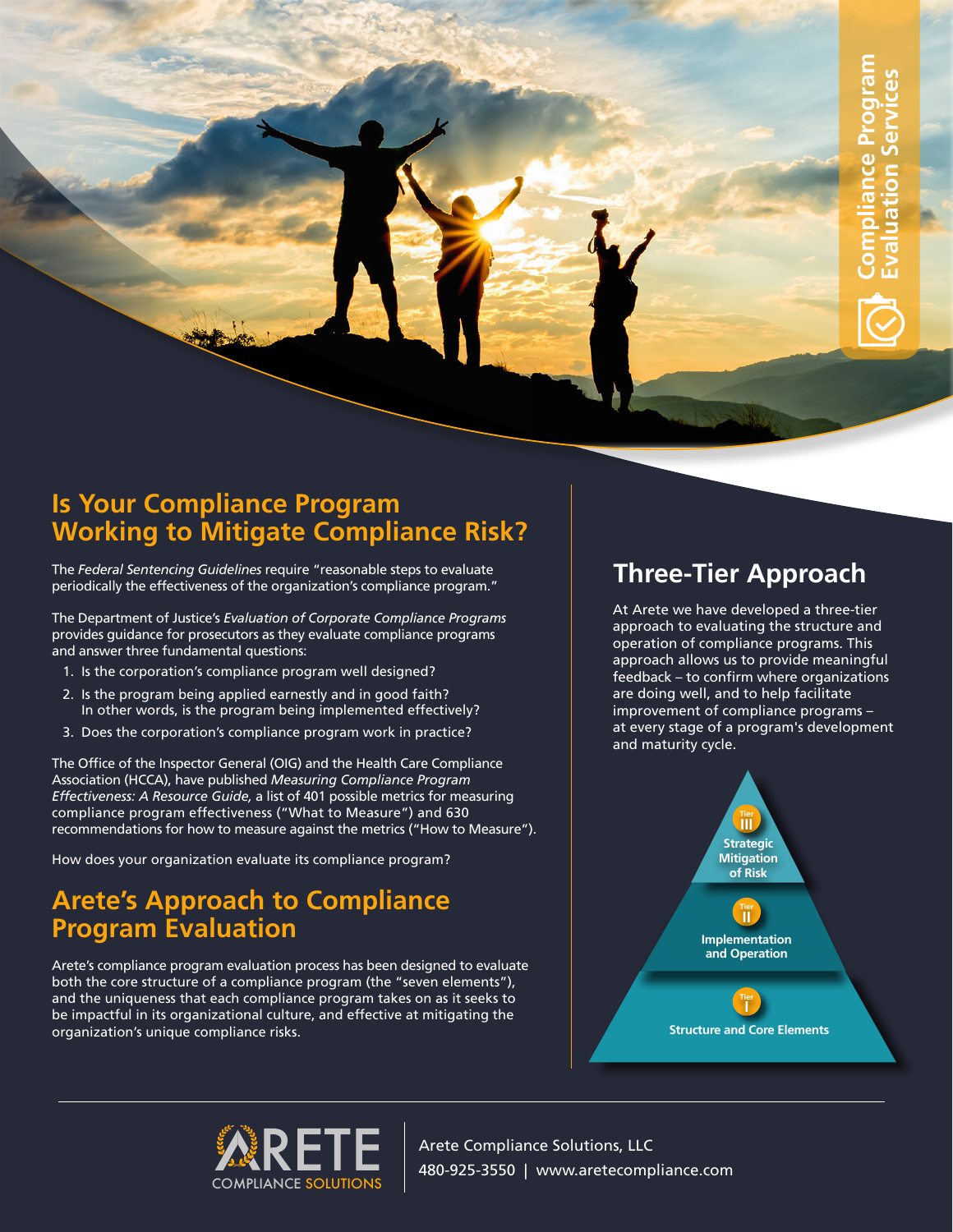# Compliance Program Evaluation Services

## Is Your Compliance Program Working to Mitigate Compliance Risk?

The *Federal Sentencing Guidelines* require "reasonable steps to evaluate periodically the effectiveness of the organization's compliance program."

The Department of Justice's *Evaluation of Corporate Compliance Programs* provides guidance for prosecutors as they evaluate compliance programs and answer three fundamental questions:

1. Is the corporation's compliance program well designed?
2. Is the program being applied earnestly and in good faith? In other words, is the program being implemented effectively?
3. Does the corporation's compliance program work in practice?

The Office of the Inspector General (OIG) and the Health Care Compliance Association (HCCA), have published *Measuring Compliance Program Effectiveness: A Resource Guide,* a list of 401 possible metrics for measuring compliance program effectiveness ("What to Measure") and 630 recommendations for how to measure against the metrics ("How to Measure").

How does your organization evaluate its compliance program?

## Arete's Approach to Compliance Program Evaluation

Arete's compliance program evaluation process has been designed to evaluate both the core structure of a compliance program (the "seven elements"), and the uniqueness that each compliance program takes on as it seeks to be impactful in its organizational culture, and effective at mitigating the organization's unique compliance risks.

## Three-Tier Approach

At Arete we have developed a three-tier approach to evaluating the structure and operation of compliance programs. This approach allows us to provide meaningful feedback – to confirm where organizations are doing well, and to help facilitate improvement of compliance programs – at every stage of a program's development and maturity cycle.

- **Tier III** – Strategic Mitigation of Risk
- **Tier II** – Implementation and Operation
- **Tier I** – Structure and Core Elements

ARETE COMPLIANCE SOLUTIONS

Arete Compliance Solutions, LLC
480-925-3550 | www.aretecompliance.com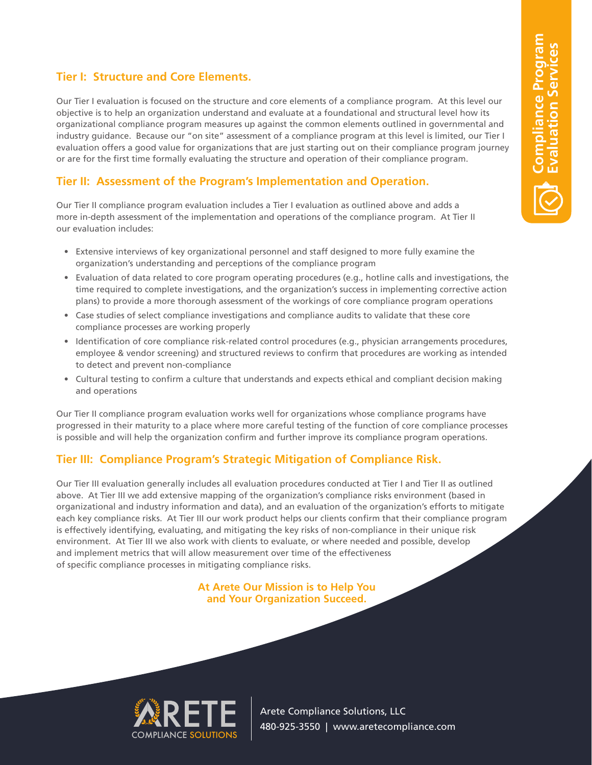## Tier I: Structure and Core Elements.

Our Tier I evaluation is focused on the structure and core elements of a compliance program. At this level our objective is to help an organization understand and evaluate at a foundational and structural level how its organizational compliance program measures up against the common elements outlined in governmental and industry guidance. Because our "on site" assessment of a compliance program at this level is limited, our Tier I evaluation offers a good value for organizations that are just starting out on their compliance program journey or are for the first time formally evaluating the structure and operation of their compliance program.

## Tier II: Assessment of the Program's Implementation and Operation.

Our Tier II compliance program evaluation includes a Tier I evaluation as outlined above and adds a more in-depth assessment of the implementation and operations of the compliance program. At Tier II our evaluation includes:

- Extensive interviews of key organizational personnel and staff designed to more fully examine the organization's understanding and perceptions of the compliance program
- Evaluation of data related to core program operating procedures (e.g., hotline calls and investigations, the time required to complete investigations, and the organization's success in implementing corrective action plans) to provide a more thorough assessment of the workings of core compliance program operations
- Case studies of select compliance investigations and compliance audits to validate that these core compliance processes are working properly
- Identification of core compliance risk-related control procedures (e.g., physician arrangements procedures, employee & vendor screening) and structured reviews to confirm that procedures are working as intended to detect and prevent non-compliance
- Cultural testing to confirm a culture that understands and expects ethical and compliant decision making and operations

Our Tier II compliance program evaluation works well for organizations whose compliance programs have progressed in their maturity to a place where more careful testing of the function of core compliance processes is possible and will help the organization confirm and further improve its compliance program operations.

## Tier III: Compliance Program's Strategic Mitigation of Compliance Risk.

Our Tier III evaluation generally includes all evaluation procedures conducted at Tier I and Tier II as outlined above. At Tier III we add extensive mapping of the organization's compliance risks environment (based in organizational and industry information and data), and an evaluation of the organization's efforts to mitigate each key compliance risks. At Tier III our work product helps our clients confirm that their compliance program is effectively identifying, evaluating, and mitigating the key risks of non-compliance in their unique risk environment. At Tier III we also work with clients to evaluate, or where needed and possible, develop and implement metrics that will allow measurement over time of the effectiveness of specific compliance processes in mitigating compliance risks.

**At Arete Our Mission is to Help You and Your Organization Succeed.**

Compliance Program Evaluation Services

ARETE COMPLIANCE SOLUTIONS

Arete Compliance Solutions, LLC
480-925-3550 | www.aretecompliance.com